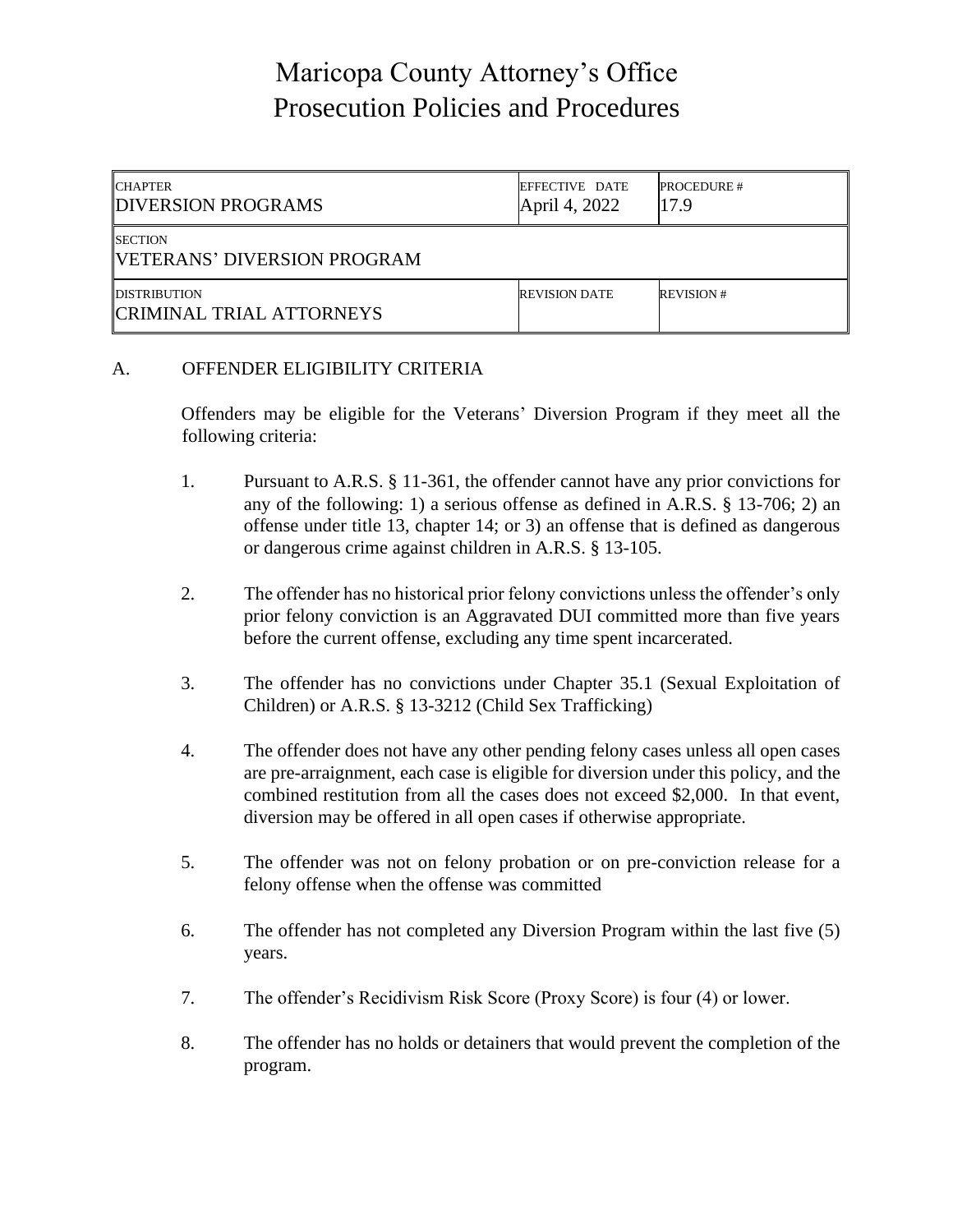# Maricopa County Attorney's Office
# Prosecution Policies and Procedures

| CHAPTER<br>DIVERSION PROGRAMS | EFFECTIVE DATE<br>April 4, 2022 | PROCEDURE #<br>17.9 |
|---|---|---|
| SECTION<br>VETERANS' DIVERSION PROGRAM | | |
| DISTRIBUTION<br>CRIMINAL TRIAL ATTORNEYS | REVISION DATE | REVISION # |

## A. OFFENDER ELIGIBILITY CRITERIA

Offenders may be eligible for the Veterans' Diversion Program if they meet all the following criteria:

1. Pursuant to A.R.S. § 11-361, the offender cannot have any prior convictions for any of the following: 1) a serious offense as defined in A.R.S. § 13-706; 2) an offense under title 13, chapter 14; or 3) an offense that is defined as dangerous or dangerous crime against children in A.R.S. § 13-105.

2. The offender has no historical prior felony convictions unless the offender's only prior felony conviction is an Aggravated DUI committed more than five years before the current offense, excluding any time spent incarcerated.

3. The offender has no convictions under Chapter 35.1 (Sexual Exploitation of Children) or A.R.S. § 13-3212 (Child Sex Trafficking)

4. The offender does not have any other pending felony cases unless all open cases are pre-arraignment, each case is eligible for diversion under this policy, and the combined restitution from all the cases does not exceed $2,000. In that event, diversion may be offered in all open cases if otherwise appropriate.

5. The offender was not on felony probation or on pre-conviction release for a felony offense when the offense was committed

6. The offender has not completed any Diversion Program within the last five (5) years.

7. The offender's Recidivism Risk Score (Proxy Score) is four (4) or lower.

8. The offender has no holds or detainers that would prevent the completion of the program.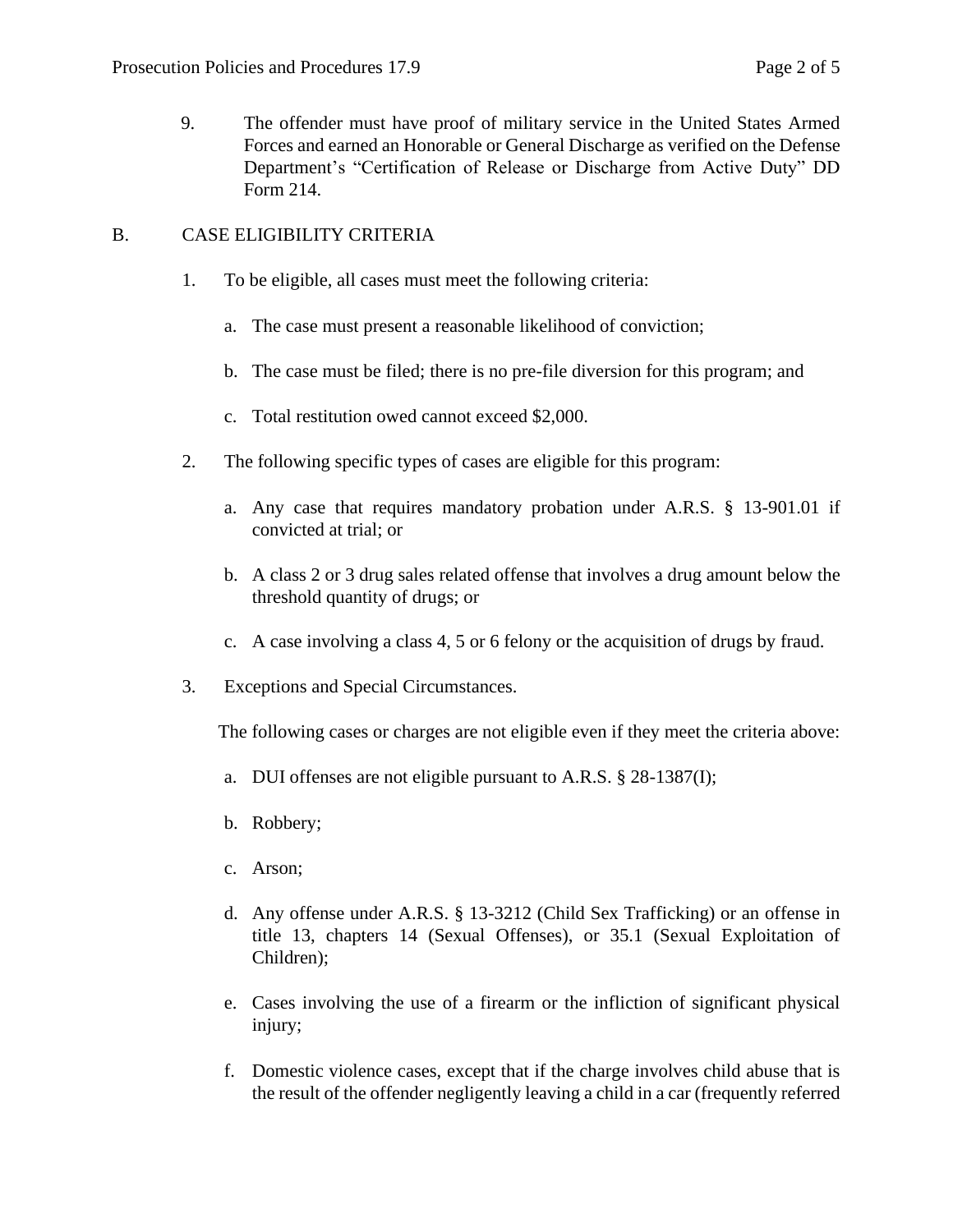9. The offender must have proof of military service in the United States Armed Forces and earned an Honorable or General Discharge as verified on the Defense Department's "Certification of Release or Discharge from Active Duty" DD Form 214.

## B. CASE ELIGIBILITY CRITERIA

1. To be eligible, all cases must meet the following criteria:

   a. The case must present a reasonable likelihood of conviction;

   b. The case must be filed; there is no pre-file diversion for this program; and

   c. Total restitution owed cannot exceed $2,000.

2. The following specific types of cases are eligible for this program:

   a. Any case that requires mandatory probation under A.R.S. § 13-901.01 if convicted at trial; or

   b. A class 2 or 3 drug sales related offense that involves a drug amount below the threshold quantity of drugs; or

   c. A case involving a class 4, 5 or 6 felony or the acquisition of drugs by fraud.

3. Exceptions and Special Circumstances.

   The following cases or charges are not eligible even if they meet the criteria above:

   a. DUI offenses are not eligible pursuant to A.R.S. § 28-1387(I);

   b. Robbery;

   c. Arson;

   d. Any offense under A.R.S. § 13-3212 (Child Sex Trafficking) or an offense in title 13, chapters 14 (Sexual Offenses), or 35.1 (Sexual Exploitation of Children);

   e. Cases involving the use of a firearm or the infliction of significant physical injury;

   f. Domestic violence cases, except that if the charge involves child abuse that is the result of the offender negligently leaving a child in a car (frequently referred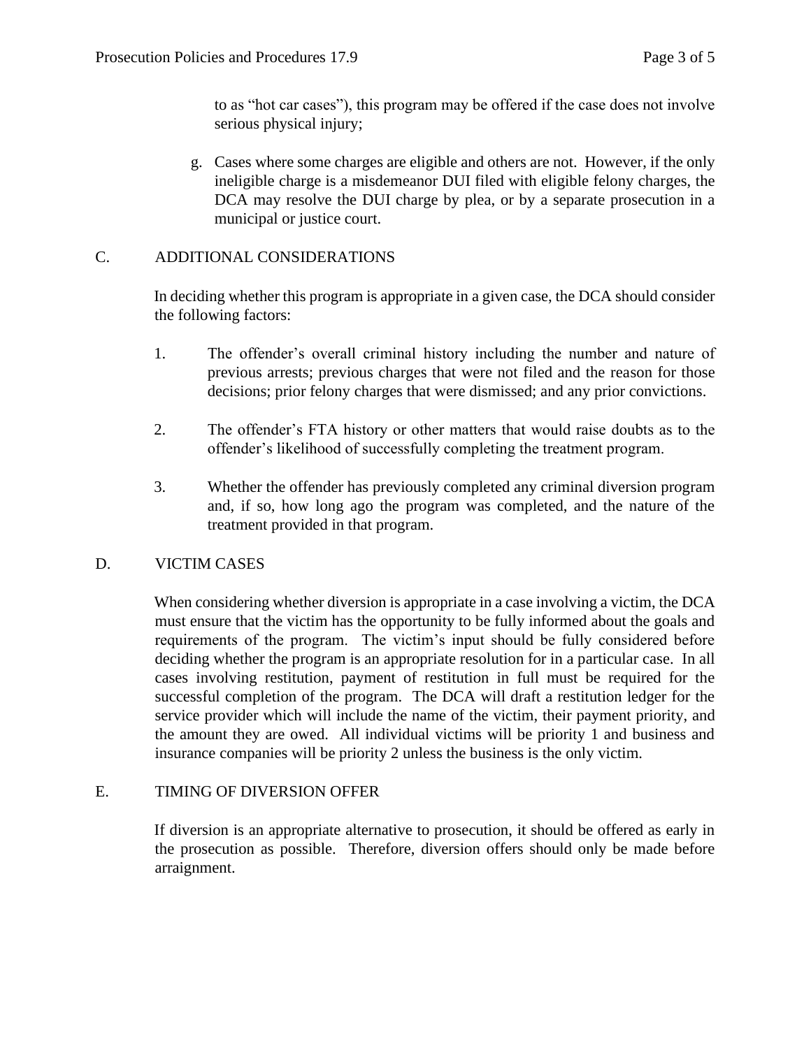to as "hot car cases"), this program may be offered if the case does not involve serious physical injury;

g. Cases where some charges are eligible and others are not. However, if the only ineligible charge is a misdemeanor DUI filed with eligible felony charges, the DCA may resolve the DUI charge by plea, or by a separate prosecution in a municipal or justice court.

## C. ADDITIONAL CONSIDERATIONS

In deciding whether this program is appropriate in a given case, the DCA should consider the following factors:

1. The offender's overall criminal history including the number and nature of previous arrests; previous charges that were not filed and the reason for those decisions; prior felony charges that were dismissed; and any prior convictions.

2. The offender's FTA history or other matters that would raise doubts as to the offender's likelihood of successfully completing the treatment program.

3. Whether the offender has previously completed any criminal diversion program and, if so, how long ago the program was completed, and the nature of the treatment provided in that program.

## D. VICTIM CASES

When considering whether diversion is appropriate in a case involving a victim, the DCA must ensure that the victim has the opportunity to be fully informed about the goals and requirements of the program. The victim's input should be fully considered before deciding whether the program is an appropriate resolution for in a particular case. In all cases involving restitution, payment of restitution in full must be required for the successful completion of the program. The DCA will draft a restitution ledger for the service provider which will include the name of the victim, their payment priority, and the amount they are owed. All individual victims will be priority 1 and business and insurance companies will be priority 2 unless the business is the only victim.

## E. TIMING OF DIVERSION OFFER

If diversion is an appropriate alternative to prosecution, it should be offered as early in the prosecution as possible. Therefore, diversion offers should only be made before arraignment.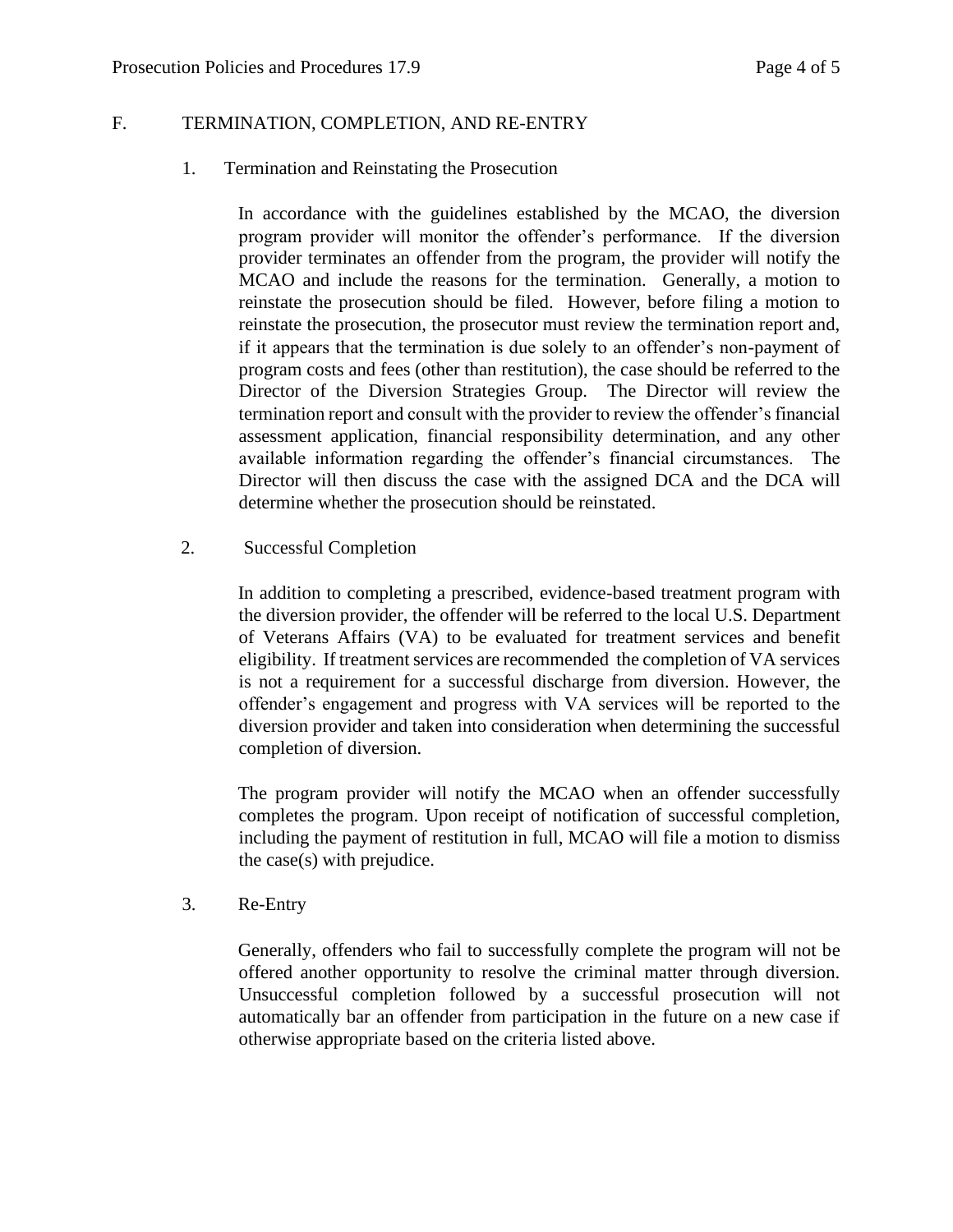## F. TERMINATION, COMPLETION, AND RE-ENTRY

### 1. Termination and Reinstating the Prosecution

In accordance with the guidelines established by the MCAO, the diversion program provider will monitor the offender's performance. If the diversion provider terminates an offender from the program, the provider will notify the MCAO and include the reasons for the termination. Generally, a motion to reinstate the prosecution should be filed. However, before filing a motion to reinstate the prosecution, the prosecutor must review the termination report and, if it appears that the termination is due solely to an offender's non-payment of program costs and fees (other than restitution), the case should be referred to the Director of the Diversion Strategies Group. The Director will review the termination report and consult with the provider to review the offender's financial assessment application, financial responsibility determination, and any other available information regarding the offender's financial circumstances. The Director will then discuss the case with the assigned DCA and the DCA will determine whether the prosecution should be reinstated.

### 2. Successful Completion

In addition to completing a prescribed, evidence-based treatment program with the diversion provider, the offender will be referred to the local U.S. Department of Veterans Affairs (VA) to be evaluated for treatment services and benefit eligibility. If treatment services are recommended the completion of VA services is not a requirement for a successful discharge from diversion. However, the offender's engagement and progress with VA services will be reported to the diversion provider and taken into consideration when determining the successful completion of diversion.

The program provider will notify the MCAO when an offender successfully completes the program. Upon receipt of notification of successful completion, including the payment of restitution in full, MCAO will file a motion to dismiss the case(s) with prejudice.

### 3. Re-Entry

Generally, offenders who fail to successfully complete the program will not be offered another opportunity to resolve the criminal matter through diversion. Unsuccessful completion followed by a successful prosecution will not automatically bar an offender from participation in the future on a new case if otherwise appropriate based on the criteria listed above.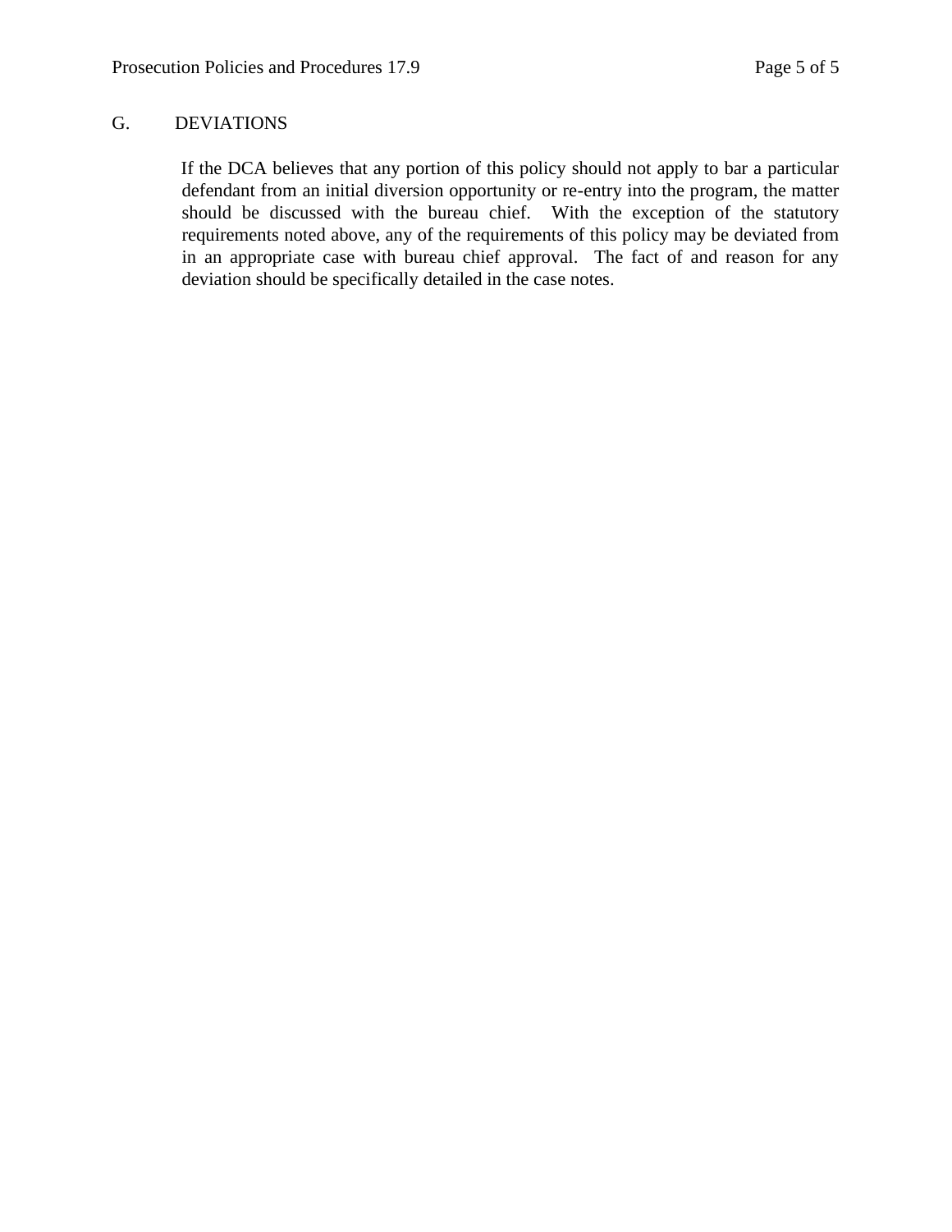## G. DEVIATIONS

If the DCA believes that any portion of this policy should not apply to bar a particular defendant from an initial diversion opportunity or re-entry into the program, the matter should be discussed with the bureau chief. With the exception of the statutory requirements noted above, any of the requirements of this policy may be deviated from in an appropriate case with bureau chief approval. The fact of and reason for any deviation should be specifically detailed in the case notes.